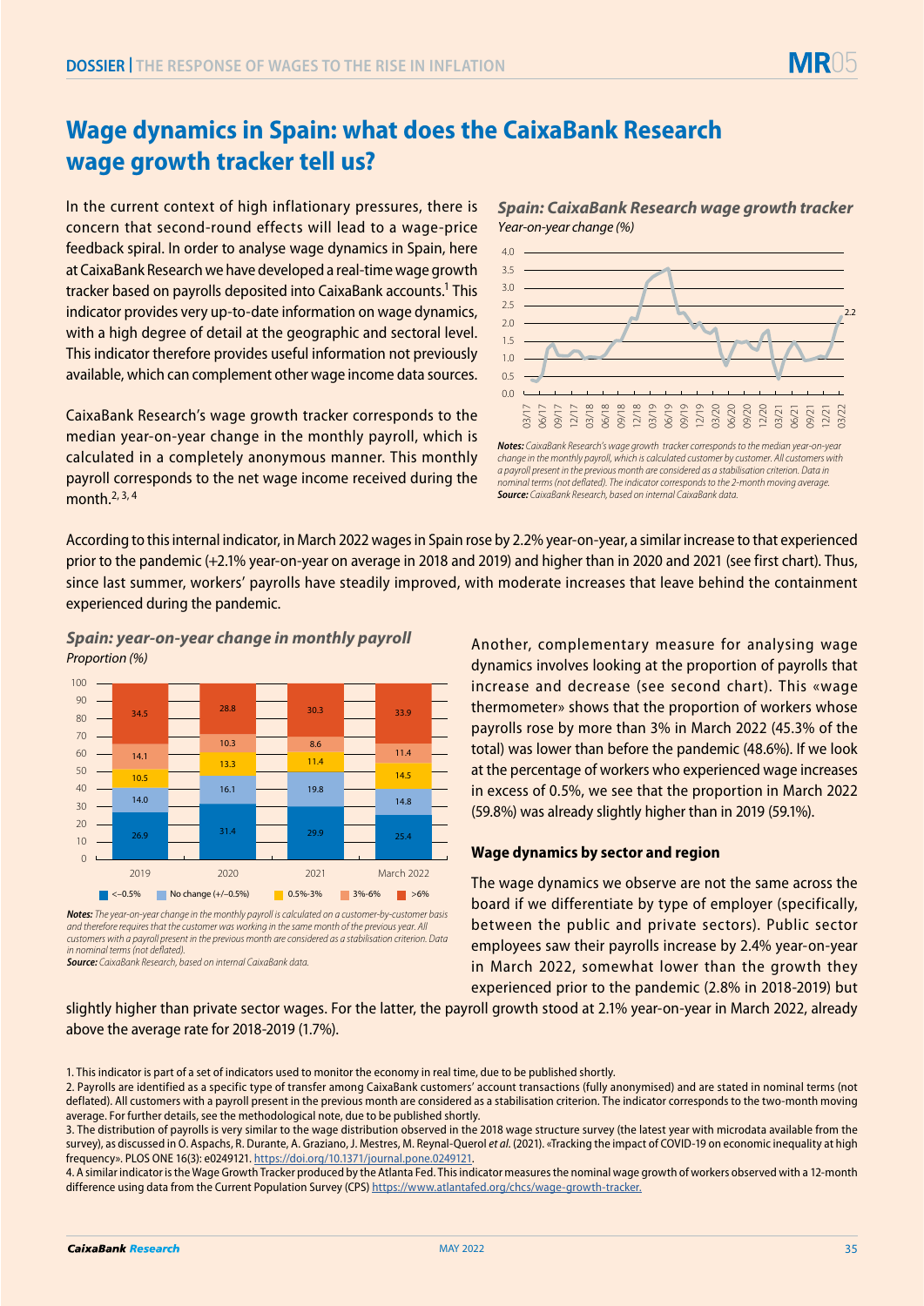# Wage dynamics in Spain: what does the CaixaBank Research wage growth tracker tell us?

In the current context of high inflationary pressures, there is concern that second-round effects will lead to a wage-price feedback spiral. In order to analyse wage dynamics in Spain, here at CaixaBank Research we have developed a real-time wage growth tracker based on payrolls deposited into CaixaBank accounts.[1] This indicator provides very up-to-date information on wage dynamics, with a high degree of detail at the geographic and sectoral level. This indicator therefore provides useful information not previously available, which can complement other wage income data sources.

CaixaBank Research's wage growth tracker corresponds to the median year-on-year change in the monthly payroll, which is calculated in a completely anonymous manner. This monthly payroll corresponds to the net wage income received during the month.[2, 3, 4]

***Spain: CaixaBank Research wage growth tracker***
*Year-on-year change (%)*

*Notes: CaixaBank Research's wage growth tracker corresponds to the median year-on-year change in the monthly payroll, which is calculated customer by customer. All customers with a payroll present in the previous month are considered as a stabilisation criterion. Data in nominal terms (not deflated). The indicator corresponds to the 2-month moving average.*
***Source:** CaixaBank Research, based on internal CaixaBank data.*

According to this internal indicator, in March 2022 wages in Spain rose by 2.2% year-on-year, a similar increase to that experienced prior to the pandemic (+2.1% year-on-year on average in 2018 and 2019) and higher than in 2020 and 2021 (see first chart). Thus, since last summer, workers' payrolls have steadily improved, with moderate increases that leave behind the containment experienced during the pandemic.

***Spain: year-on-year change in monthly payroll***
*Proportion (%)*

| | 2019 | 2020 | 2021 | March 2022 |
|---|---|---|---|---|
| <–0.5% | 26.9 | 31.4 | 29.9 | 25.4 |
| No change (+/–0.5%) | 14.0 | 16.1 | 19.8 | 14.8 |
| 0.5%-3% | 10.5 | 13.3 | 11.4 | 14.5 |
| 3%-6% | 14.1 | 10.3 | 8.6 | 11.4 |
| >6% | 34.5 | 28.8 | 30.3 | 33.9 |

*Notes: The year-on-year change in the monthly payroll is calculated on a customer-by-customer basis and therefore requires that the customer was working in the same month of the previous year. All customers with a payroll present in the previous month are considered as a stabilisation criterion. Data in nominal terms (not deflated).*
***Source:** CaixaBank Research, based on internal CaixaBank data.*

Another, complementary measure for analysing wage dynamics involves looking at the proportion of payrolls that increase and decrease (see second chart). This «wage thermometer» shows that the proportion of workers whose payrolls rose by more than 3% in March 2022 (45.3% of the total) was lower than before the pandemic (48.6%). If we look at the percentage of workers who experienced wage increases in excess of 0.5%, we see that the proportion in March 2022 (59.8%) was already slightly higher than in 2019 (59.1%).

### Wage dynamics by sector and region

The wage dynamics we observe are not the same across the board if we differentiate by type of employer (specifically, between the public and private sectors). Public sector employees saw their payrolls increase by 2.4% year-on-year in March 2022, somewhat lower than the growth they experienced prior to the pandemic (2.8% in 2018-2019) but slightly higher than private sector wages. For the latter, the payroll growth stood at 2.1% year-on-year in March 2022, already above the average rate for 2018-2019 (1.7%).

1. This indicator is part of a set of indicators used to monitor the economy in real time, due to be published shortly.
2. Payrolls are identified as a specific type of transfer among CaixaBank customers' account transactions (fully anonymised) and are stated in nominal terms (not deflated). All customers with a payroll present in the previous month are considered as a stabilisation criterion. The indicator corresponds to the two-month moving average. For further details, see the methodological note, due to be published shortly.
3. The distribution of payrolls is very similar to the wage distribution observed in the 2018 wage structure survey (the latest year with microdata available from the survey), as discussed in O. Aspachs, R. Durante, A. Graziano, J. Mestres, M. Reynal-Querol *et al.* (2021). «Tracking the impact of COVID-19 on economic inequality at high frequency». PLOS ONE 16(3): e0249121. https://doi.org/10.1371/journal.pone.0249121.
4. A similar indicator is the Wage Growth Tracker produced by the Atlanta Fed. This indicator measures the nominal wage growth of workers observed with a 12-month difference using data from the Current Population Survey (CPS) https://www.atlantafed.org/chcs/wage-growth-tracker.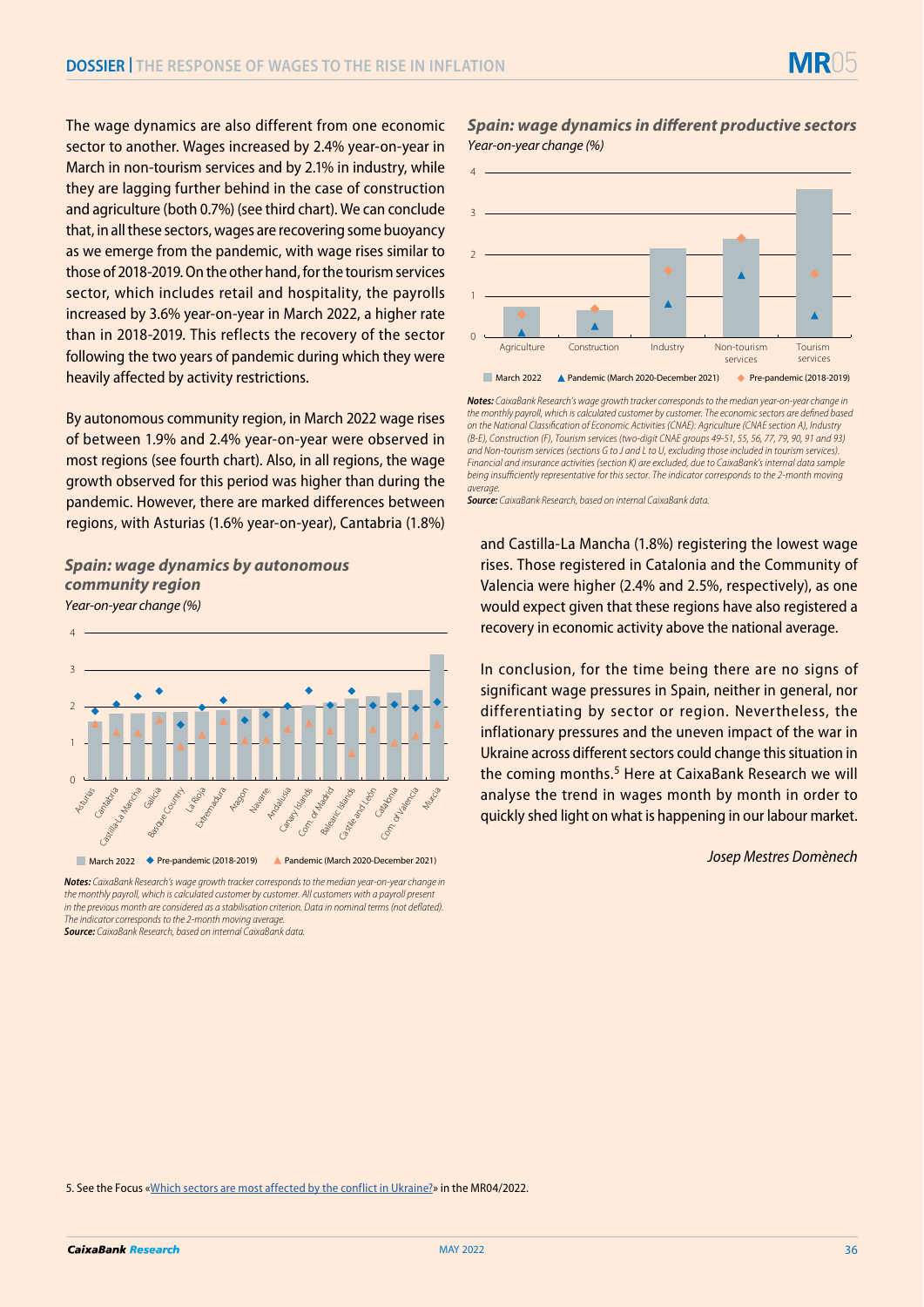The wage dynamics are also different from one economic sector to another. Wages increased by 2.4% year-on-year in March in non-tourism services and by 2.1% in industry, while they are lagging further behind in the case of construction and agriculture (both 0.7%) (see third chart). We can conclude that, in all these sectors, wages are recovering some buoyancy as we emerge from the pandemic, with wage rises similar to those of 2018-2019. On the other hand, for the tourism services sector, which includes retail and hospitality, the payrolls increased by 3.6% year-on-year in March 2022, a higher rate than in 2018-2019. This reflects the recovery of the sector following the two years of pandemic during which they were heavily affected by activity restrictions.

By autonomous community region, in March 2022 wage rises of between 1.9% and 2.4% year-on-year were observed in most regions (see fourth chart). Also, in all regions, the wage growth observed for this period was higher than during the pandemic. However, there are marked differences between regions, with Asturias (1.6% year-on-year), Cantabria (1.8%) and Castilla-La Mancha (1.8%) registering the lowest wage rises. Those registered in Catalonia and the Community of Valencia were higher (2.4% and 2.5%, respectively), as one would expect given that these regions have also registered a recovery in economic activity above the national average.

In conclusion, for the time being there are no signs of significant wage pressures in Spain, neither in general, nor differentiating by sector or region. Nevertheless, the inflationary pressures and the uneven impact of the war in Ukraine across different sectors could change this situation in the coming months.[5] Here at CaixaBank Research we will analyse the trend in wages month by month in order to quickly shed light on what is happening in our labour market.

*Josep Mestres Domènech*

***Spain: wage dynamics in different productive sectors***

*Year-on-year change (%)*

4
3
2
1
0

Agriculture
Construction
Industry
Non-tourism services
Tourism services

March 2022
Pandemic (March 2020-December 2021)
Pre-pandemic (2018-2019)

***Notes:*** *CaixaBank Research's wage growth tracker corresponds to the median year-on-year change in the monthly payroll, which is calculated customer by customer. The economic sectors are defined based on the National Classification of Economic Activities (CNAE): Agriculture (CNAE section A), Industry (B-E), Construction (F), Tourism services (two-digit CNAE groups 49-51, 55, 56, 77, 79, 90, 91 and 93) and Non-tourism services (sections G to J and L to U, excluding those included in tourism services). Financial and insurance activities (section K) are excluded, due to CaixaBank's internal data sample being insufficiently representative for this sector. The indicator corresponds to the 2-month moving average.*
***Source:*** *CaixaBank Research, based on internal CaixaBank data.*

***Spain: wage dynamics by autonomous community region***

*Year-on-year change (%)*

4
3
2
1
0

Asturias
Cantabria
Castilla-La Mancha
Galicia
Basque Country
La Rioja
Extremadura
Aragon
Navarre
Andalusia
Canary Islands
Com. of Madrid
Balearic Islands
Castile and León
Catalonia
Com. of Valencia
Murcia

March 2022
Pre-pandemic (2018-2019)
Pandemic (March 2020-December 2021)

***Notes:*** *CaixaBank Research's wage growth tracker corresponds to the median year-on-year change in the monthly payroll, which is calculated customer by customer. All customers with a payroll present in the previous month are considered as a stabilisation criterion. Data in nominal terms (not deflated). The indicator corresponds to the 2-month moving average.*
***Source:*** *CaixaBank Research, based on internal CaixaBank data.*

5. See the Focus «Which sectors are most affected by the conflict in Ukraine?» in the MR04/2022.